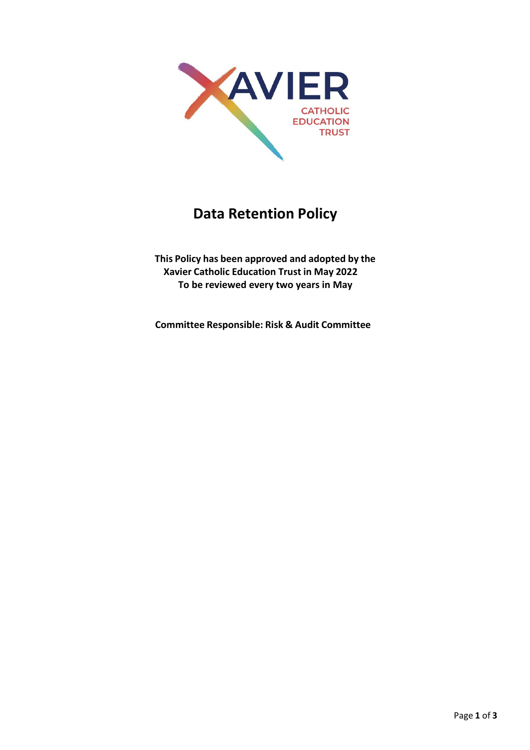XAVIER

CATHOLIC
EDUCATION
TRUST

# Data Retention Policy

**This Policy has been approved and adopted by the Xavier Catholic Education Trust in May 2022**
**To be reviewed every two years in May**

**Committee Responsible: Risk & Audit Committee**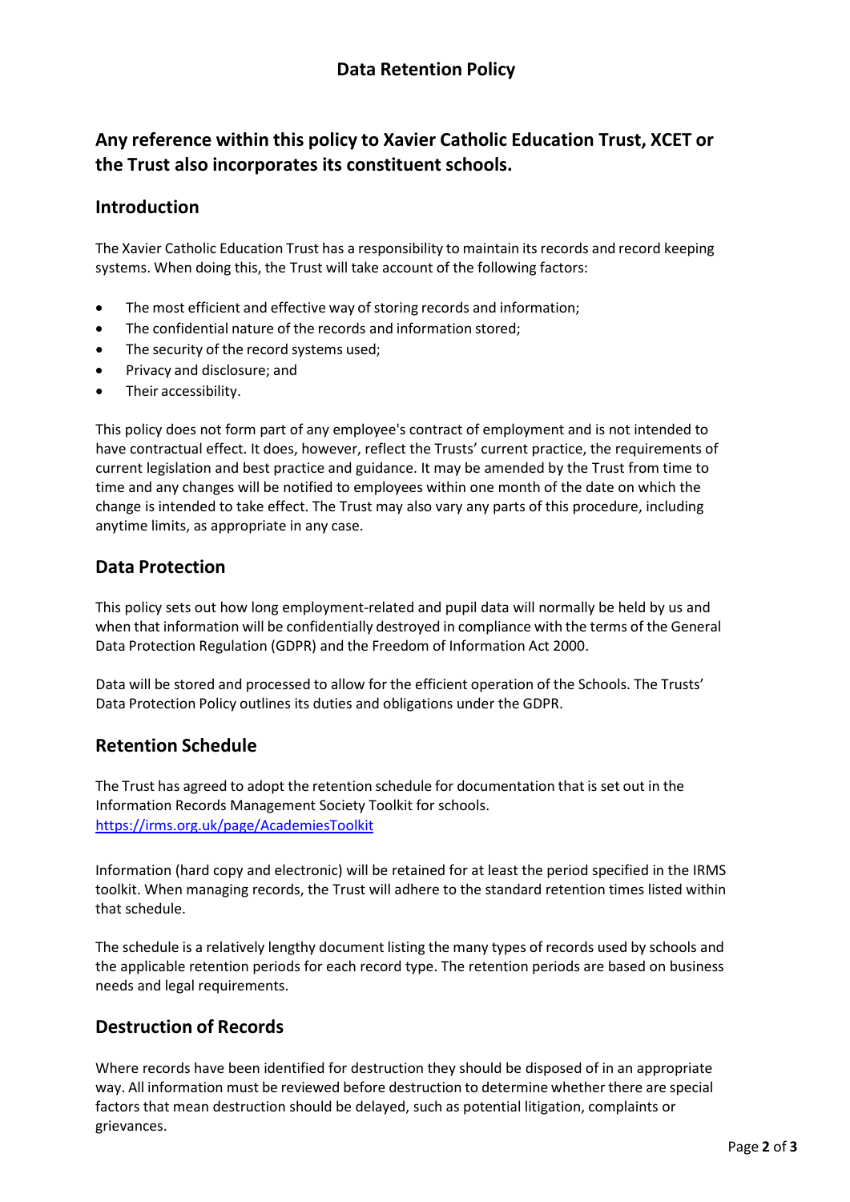# Data Retention Policy

## Any reference within this policy to Xavier Catholic Education Trust, XCET or the Trust also incorporates its constituent schools.

### Introduction

The Xavier Catholic Education Trust has a responsibility to maintain its records and record keeping systems. When doing this, the Trust will take account of the following factors:

- The most efficient and effective way of storing records and information;
- The confidential nature of the records and information stored;
- The security of the record systems used;
- Privacy and disclosure; and
- Their accessibility.

This policy does not form part of any employee's contract of employment and is not intended to have contractual effect. It does, however, reflect the Trusts' current practice, the requirements of current legislation and best practice and guidance. It may be amended by the Trust from time to time and any changes will be notified to employees within one month of the date on which the change is intended to take effect. The Trust may also vary any parts of this procedure, including anytime limits, as appropriate in any case.

### Data Protection

This policy sets out how long employment-related and pupil data will normally be held by us and when that information will be confidentially destroyed in compliance with the terms of the General Data Protection Regulation (GDPR) and the Freedom of Information Act 2000.

Data will be stored and processed to allow for the efficient operation of the Schools. The Trusts' Data Protection Policy outlines its duties and obligations under the GDPR.

### Retention Schedule

The Trust has agreed to adopt the retention schedule for documentation that is set out in the Information Records Management Society Toolkit for schools.
https://irms.org.uk/page/AcademiesToolkit

Information (hard copy and electronic) will be retained for at least the period specified in the IRMS toolkit. When managing records, the Trust will adhere to the standard retention times listed within that schedule.

The schedule is a relatively lengthy document listing the many types of records used by schools and the applicable retention periods for each record type. The retention periods are based on business needs and legal requirements.

### Destruction of Records

Where records have been identified for destruction they should be disposed of in an appropriate way. All information must be reviewed before destruction to determine whether there are special factors that mean destruction should be delayed, such as potential litigation, complaints or grievances.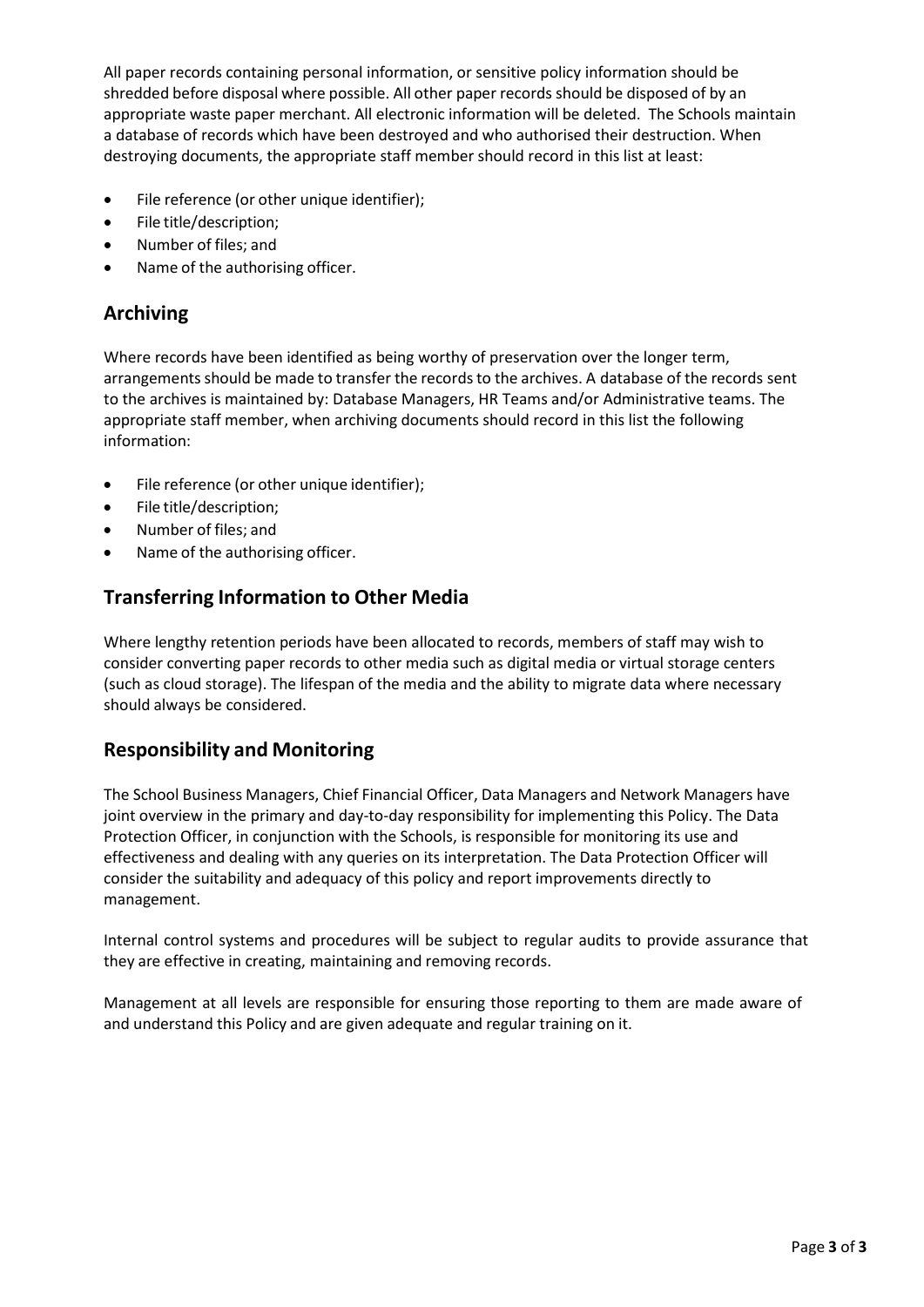All paper records containing personal information, or sensitive policy information should be shredded before disposal where possible. All other paper records should be disposed of by an appropriate waste paper merchant. All electronic information will be deleted. The Schools maintain a database of records which have been destroyed and who authorised their destruction. When destroying documents, the appropriate staff member should record in this list at least:

- File reference (or other unique identifier);
- File title/description;
- Number of files; and
- Name of the authorising officer.

## Archiving

Where records have been identified as being worthy of preservation over the longer term, arrangements should be made to transfer the records to the archives. A database of the records sent to the archives is maintained by: Database Managers, HR Teams and/or Administrative teams. The appropriate staff member, when archiving documents should record in this list the following information:

- File reference (or other unique identifier);
- File title/description;
- Number of files; and
- Name of the authorising officer.

## Transferring Information to Other Media

Where lengthy retention periods have been allocated to records, members of staff may wish to consider converting paper records to other media such as digital media or virtual storage centers (such as cloud storage). The lifespan of the media and the ability to migrate data where necessary should always be considered.

## Responsibility and Monitoring

The School Business Managers, Chief Financial Officer, Data Managers and Network Managers have joint overview in the primary and day-to-day responsibility for implementing this Policy. The Data Protection Officer, in conjunction with the Schools, is responsible for monitoring its use and effectiveness and dealing with any queries on its interpretation. The Data Protection Officer will consider the suitability and adequacy of this policy and report improvements directly to management.

Internal control systems and procedures will be subject to regular audits to provide assurance that they are effective in creating, maintaining and removing records.

Management at all levels are responsible for ensuring those reporting to them are made aware of and understand this Policy and are given adequate and regular training on it.